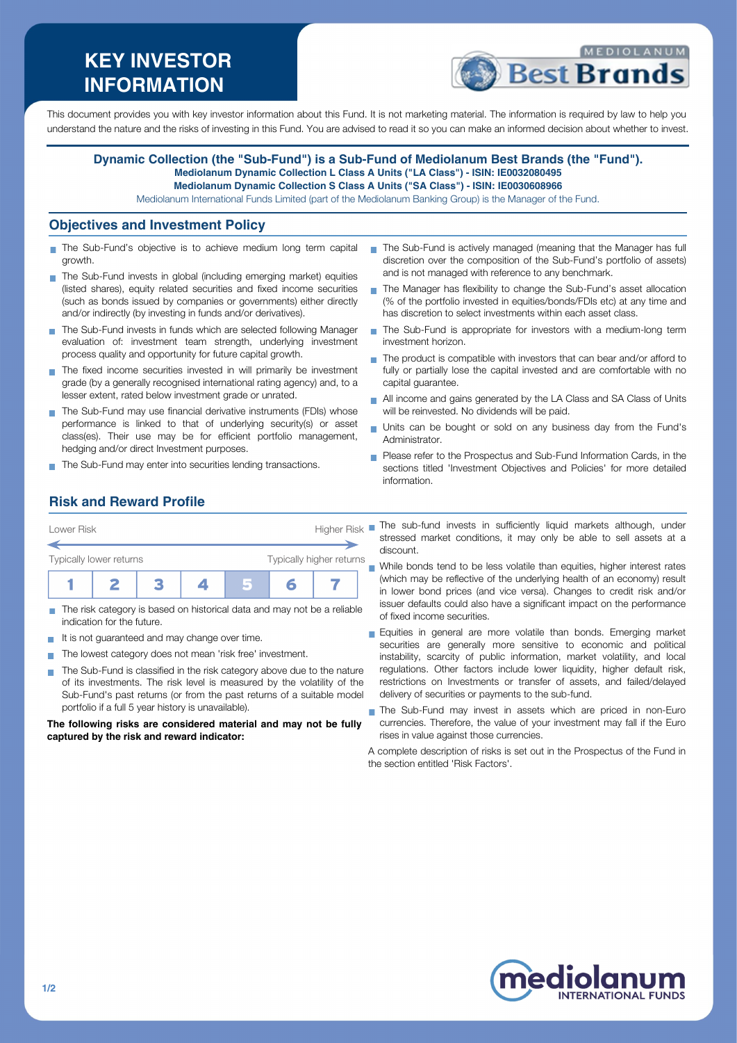# KEY INVESTOR INFORMATION

This document provides you with key investor information about this Fund. It is not marketing material. The information is required by law to help you understand the nature and the risks of investing in this Fund. You are advised to read it so you can make an informed decision about whether to invest.

**Dynamic Collection (the "Sub-Fund") is a Sub-Fund of Mediolanum Best Brands (the "Fund").**
**Mediolanum Dynamic Collection L Class A Units ("LA Class") - ISIN: IE0032080495**
**Mediolanum Dynamic Collection S Class A Units ("SA Class") - ISIN: IE0030608966**
Mediolanum International Funds Limited (part of the Mediolanum Banking Group) is the Manager of the Fund.

## Objectives and Investment Policy

- The Sub-Fund's objective is to achieve medium long term capital growth.
- The Sub-Fund invests in global (including emerging market) equities (listed shares), equity related securities and fixed income securities (such as bonds issued by companies or governments) either directly and/or indirectly (by investing in funds and/or derivatives).
- The Sub-Fund invests in funds which are selected following Manager evaluation of: investment team strength, underlying investment process quality and opportunity for future capital growth.
- The fixed income securities invested in will primarily be investment grade (by a generally recognised international rating agency) and, to a lesser extent, rated below investment grade or unrated.
- The Sub-Fund may use financial derivative instruments (FDIs) whose performance is linked to that of underlying security(s) or asset class(es). Their use may be for efficient portfolio management, hedging and/or direct Investment purposes.
- The Sub-Fund may enter into securities lending transactions.
- The Sub-Fund is actively managed (meaning that the Manager has full discretion over the composition of the Sub-Fund's portfolio of assets) and is not managed with reference to any benchmark.
- The Manager has flexibility to change the Sub-Fund's asset allocation (% of the portfolio invested in equities/bonds/FDIs etc) at any time and has discretion to select investments within each asset class.
- The Sub-Fund is appropriate for investors with a medium-long term investment horizon.
- The product is compatible with investors that can bear and/or afford to fully or partially lose the capital invested and are comfortable with no capital guarantee.
- All income and gains generated by the LA Class and SA Class of Units will be reinvested. No dividends will be paid.
- Units can be bought or sold on any business day from the Fund's Administrator.
- Please refer to the Prospectus and Sub-Fund Information Cards, in the sections titled 'Investment Objectives and Policies' for more detailed information.

## Risk and Reward Profile

Lower Risk — Higher Risk

Typically lower returns — Typically higher returns

| 1 | 2 | 3 | 4 | **5** | 6 | 7 |
|---|---|---|---|---|---|---|

- The risk category is based on historical data and may not be a reliable indication for the future.
- It is not guaranteed and may change over time.
- The lowest category does not mean 'risk free' investment.
- The Sub-Fund is classified in the risk category above due to the nature of its investments. The risk level is measured by the volatility of the Sub-Fund's past returns (or from the past returns of a suitable model portfolio if a full 5 year history is unavailable).

**The following risks are considered material and may not be fully captured by the risk and reward indicator:**

- The sub-fund invests in sufficiently liquid markets although, under stressed market conditions, it may only be able to sell assets at a discount.
- While bonds tend to be less volatile than equities, higher interest rates (which may be reflective of the underlying health of an economy) result in lower bond prices (and vice versa). Changes to credit risk and/or issuer defaults could also have a significant impact on the performance of fixed income securities.
- Equities in general are more volatile than bonds. Emerging market securities are generally more sensitive to economic and political instability, scarcity of public information, market volatility, and local regulations. Other factors include lower liquidity, higher default risk, restrictions on Investments or transfer of assets, and failed/delayed delivery of securities or payments to the sub-fund.
- The Sub-Fund may invest in assets which are priced in non-Euro currencies. Therefore, the value of your investment may fall if the Euro rises in value against those currencies.

A complete description of risks is set out in the Prospectus of the Fund in the section entitled 'Risk Factors'.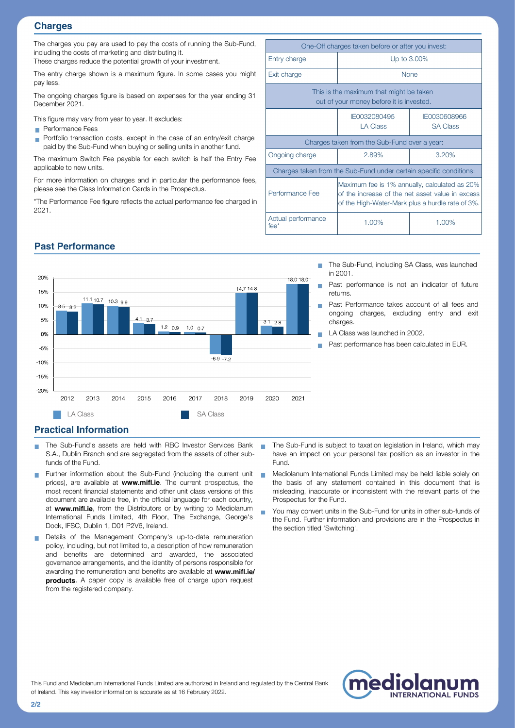## Charges

The charges you pay are used to pay the costs of running the Sub-Fund, including the costs of marketing and distributing it.
These charges reduce the potential growth of your investment.

The entry charge shown is a maximum figure. In some cases you might pay less.

The ongoing charges figure is based on expenses for the year ending 31 December 2021.

This figure may vary from year to year. It excludes:

- Performance Fees
- Portfolio transaction costs, except in the case of an entry/exit charge paid by the Sub-Fund when buying or selling units in another fund.

The maximum Switch Fee payable for each switch is half the Entry Fee applicable to new units.

For more information on charges and in particular the performance fees, please see the Class Information Cards in the Prospectus.

*The Performance Fee figure reflects the actual performance fee charged in 2021.

| One-Off charges taken before or after you invest: | | |
|---|---|---|
| Entry charge | Up to 3.00% | |
| Exit charge | None | |
| This is the maximum that might be taken out of your money before it is invested. | | |
| | IE0032080495 LA Class | IE0030608966 SA Class |
| Charges taken from the Sub-Fund over a year: | | |
| Ongoing charge | 2.89% | 3.20% |
| Charges taken from the Sub-Fund under certain specific conditions: | | |
| Performance Fee | Maximum fee is 1% annually, calculated as 20% of the increase of the net asset value in excess of the High-Water-Mark plus a hurdle rate of 3%. | |
| Actual performance fee* | 1.00% | 1.00% |

## Past Performance

20%
15%
10%
5%
0%
-5%
-10%
-15%
-20%

8.5 8.2
11.1 10.7
10.3 9.9
4.1 3.7
1.2 0.9
1.0 0.7
-6.9 -7.2
14.7 14.8
3.1 2.8
18.0 18.0

2012 2013 2014 2015 2016 2017 2018 2019 2020 2021

LA Class
SA Class

- The Sub-Fund, including SA Class, was launched in 2001.
- Past performance is not an indicator of future returns.
- Past Performance takes account of all fees and ongoing charges, excluding entry and exit charges.
- LA Class was launched in 2002.
- Past performance has been calculated in EUR.

## Practical Information

- The Sub-Fund's assets are held with RBC Investor Services Bank S.A., Dublin Branch and are segregated from the assets of other sub-funds of the Fund.
- Further information about the Sub-Fund (including the current unit prices), are available at **www.mifl.ie**. The current prospectus, the most recent financial statements and other unit class versions of this document are available free, in the official language for each country, at **www.mifl.ie**, from the Distributors or by writing to Mediolanum International Funds Limited, 4th Floor, The Exchange, George's Dock, IFSC, Dublin 1, D01 P2V6, Ireland.
- Details of the Management Company's up-to-date remuneration policy, including, but not limited to, a description of how remuneration and benefits are determined and awarded, the associated governance arrangements, and the identity of persons responsible for awarding the remuneration and benefits are available at **www.mifl.ie/products**. A paper copy is available free of charge upon request from the registered company.
- The Sub-Fund is subject to taxation legislation in Ireland, which may have an impact on your personal tax position as an investor in the Fund.
- Mediolanum International Funds Limited may be held liable solely on the basis of any statement contained in this document that is misleading, inaccurate or inconsistent with the relevant parts of the Prospectus for the Fund.
- You may convert units in the Sub-Fund for units in other sub-funds of the Fund. Further information and provisions are in the Prospectus in the section titled 'Switching'.

This Fund and Mediolanum International Funds Limited are authorized in Ireland and regulated by the Central Bank of Ireland. This key investor information is accurate as at 16 February 2022.